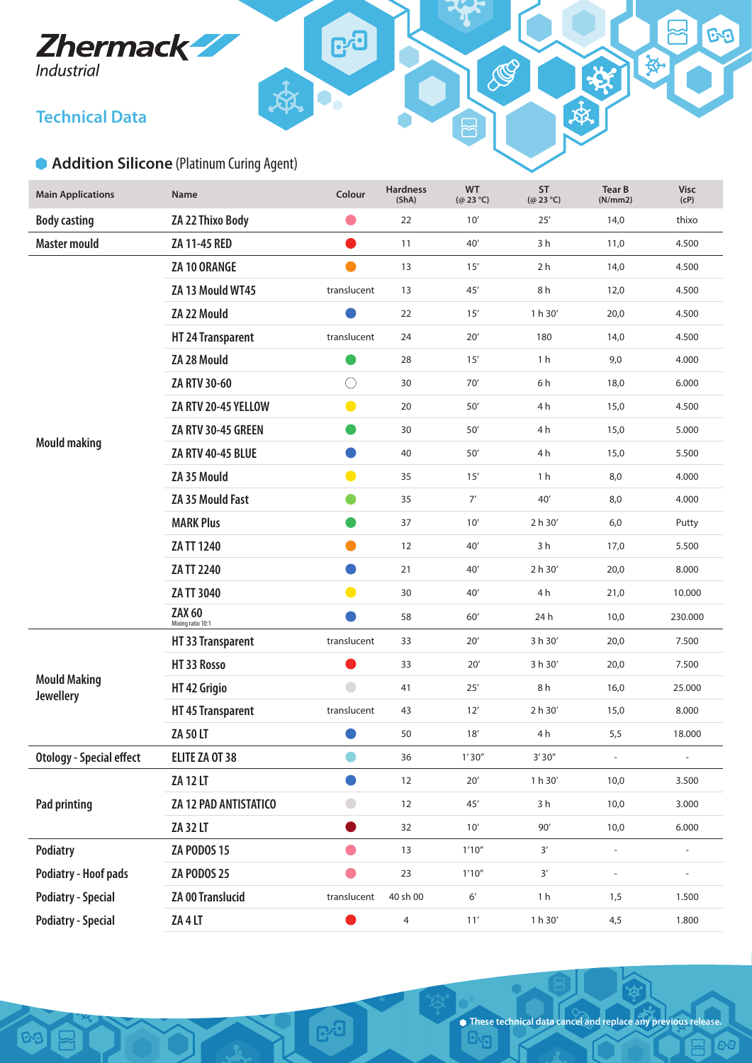Zhermack Industrial

## Technical Data

### Addition Silicone (Platinum Curing Agent)

| Main Applications | Name | Colour | Hardness (ShA) | WT (@ 23 °C) | ST (@ 23 °C) | Tear B (N/mm2) | Visc (cP) |
|---|---|---|---|---|---|---|---|
| Body casting | ZA 22 Thixo Body | pink | 22 | 10' | 25' | 14,0 | thixo |
| Master mould | ZA 11-45 RED | red | 11 | 40' | 3 h | 11,0 | 4.500 |
| Mould making | ZA 10 ORANGE | orange | 13 | 15' | 2 h | 14,0 | 4.500 |
| | ZA 13 Mould WT45 | translucent | 13 | 45' | 8 h | 12,0 | 4.500 |
| | ZA 22 Mould | blue | 22 | 15' | 1 h 30' | 20,0 | 4.500 |
| | HT 24 Transparent | translucent | 24 | 20' | 180 | 14,0 | 4.500 |
| | ZA 28 Mould | green | 28 | 15' | 1 h | 9,0 | 4.000 |
| | ZA RTV 30-60 | white | 30 | 70' | 6 h | 18,0 | 6.000 |
| | ZA RTV 20-45 YELLOW | yellow | 20 | 50' | 4 h | 15,0 | 4.500 |
| | ZA RTV 30-45 GREEN | green | 30 | 50' | 4 h | 15,0 | 5.000 |
| | ZA RTV 40-45 BLUE | blue | 40 | 50' | 4 h | 15,0 | 5.500 |
| | ZA 35 Mould | yellow | 35 | 15' | 1 h | 8,0 | 4.000 |
| | ZA 35 Mould Fast | light green | 35 | 7' | 40' | 8,0 | 4.000 |
| | MARK Plus | green | 37 | 10' | 2 h 30' | 6,0 | Putty |
| | ZA TT 1240 | orange | 12 | 40' | 3 h | 17,0 | 5.500 |
| | ZA TT 2240 | blue | 21 | 40' | 2 h 30' | 20,0 | 8.000 |
| | ZA TT 3040 | yellow | 30 | 40' | 4 h | 21,0 | 10.000 |
| | ZAX 60 (Mixing ratio 10:1) | blue | 58 | 60' | 24 h | 10,0 | 230.000 |
| Mould Making Jewellery | HT 33 Transparent | translucent | 33 | 20' | 3 h 30' | 20,0 | 7.500 |
| | HT 33 Rosso | red | 33 | 20' | 3 h 30' | 20,0 | 7.500 |
| | HT 42 Grigio | grey | 41 | 25' | 8 h | 16,0 | 25.000 |
| | HT 45 Transparent | translucent | 43 | 12' | 2 h 30' | 15,0 | 8.000 |
| | ZA 50 LT | blue | 50 | 18' | 4 h | 5,5 | 18.000 |
| Otology - Special effect | ELITE ZA OT 38 | light blue | 36 | 1'30" | 3'30" | - | - |
| Pad printing | ZA 12 LT | blue | 12 | 20' | 1 h 30' | 10,0 | 3.500 |
| | ZA 12 PAD ANTISTATICO | grey | 12 | 45' | 3 h | 10,0 | 3.000 |
| | ZA 32 LT | dark red | 32 | 10' | 90' | 10,0 | 6.000 |
| Podiatry | ZA PODOS 15 | pink | 13 | 1'10" | 3' | - | - |
| Podiatry - Hoof pads | ZA PODOS 25 | pink | 23 | 1'10" | 3' | - | - |
| Podiatry - Special | ZA 00 Translucid | translucent | 40 sh 00 | 6' | 1 h | 1,5 | 1.500 |
| Podiatry - Special | ZA 4 LT | red | 4 | 11' | 1 h 30' | 4,5 | 1.800 |

These technical data cancel and replace any previous release.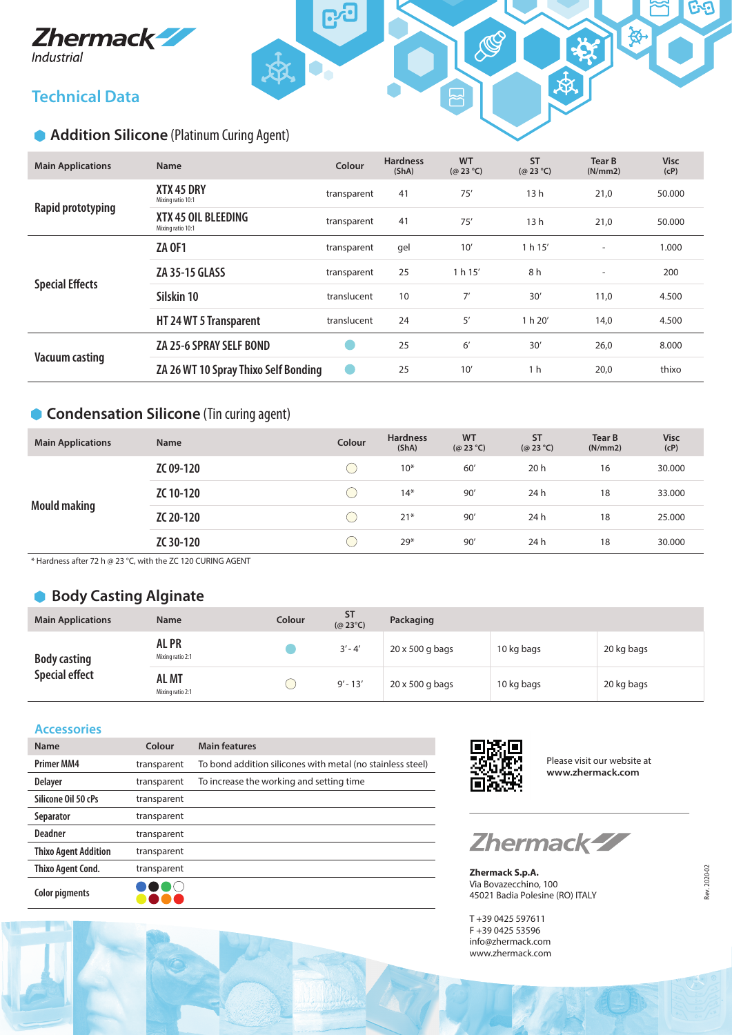Zhermack Industrial

## Technical Data

### Addition Silicone (Platinum Curing Agent)

| Main Applications | Name | Colour | Hardness (ShA) | WT (@ 23 °C) | ST (@ 23 °C) | Tear B (N/mm2) | Visc (cP) |
|---|---|---|---|---|---|---|---|
| Rapid prototyping | **XTX 45 DRY** Mixing ratio 10:1 | transparent | 41 | 75′ | 13 h | 21,0 | 50.000 |
| | **XTX 45 OIL BLEEDING** Mixing ratio 10:1 | transparent | 41 | 75′ | 13 h | 21,0 | 50.000 |
| Special Effects | **ZA 0F1** | transparent | gel | 10′ | 1 h 15′ | - | 1.000 |
| | **ZA 35-15 GLASS** | transparent | 25 | 1 h 15′ | 8 h | - | 200 |
| | **Silskin 10** | translucent | 10 | 7′ | 30′ | 11,0 | 4.500 |
| | **HT 24 WT 5 Transparent** | translucent | 24 | 5′ | 1 h 20′ | 14,0 | 4.500 |
| Vacuum casting | **ZA 25-6 SPRAY SELF BOND** | ● | 25 | 6′ | 30′ | 26,0 | 8.000 |
| | **ZA 26 WT 10 Spray Thixo Self Bonding** | ● | 25 | 10′ | 1 h | 20,0 | thixo |

### Condensation Silicone (Tin curing agent)

| Main Applications | Name | Colour | Hardness (ShA) | WT (@ 23 °C) | ST (@ 23 °C) | Tear B (N/mm2) | Visc (cP) |
|---|---|---|---|---|---|---|---|
| Mould making | **ZC 09-120** | ○ | 10* | 60′ | 20 h | 16 | 30.000 |
| | **ZC 10-120** | ○ | 14* | 90′ | 24 h | 18 | 33.000 |
| | **ZC 20-120** | ○ | 21* | 90′ | 24 h | 18 | 25.000 |
| | **ZC 30-120** | ○ | 29* | 90′ | 24 h | 18 | 30.000 |

\* Hardness after 72 h @ 23 °C, with the ZC 120 CURING AGENT

### Body Casting Alginate

| Main Applications | Name | Colour | ST (@ 23°C) | Packaging | | |
|---|---|---|---|---|---|---|
| Body casting, Special effect | **AL PR** Mixing ratio 2:1 | ● | 3′ - 4′ | 20 x 500 g bags | 10 kg bags | 20 kg bags |
| | **AL MT** Mixing ratio 2:1 | ○ | 9′ - 13′ | 20 x 500 g bags | 10 kg bags | 20 kg bags |

### Accessories

| Name | Colour | Main features |
|---|---|---|
| **Primer MM4** | transparent | To bond addition silicones with metal (no stainless steel) |
| **Delayer** | transparent | To increase the working and setting time |
| **Silicone Oil 50 cPs** | transparent | |
| **Separator** | transparent | |
| **Deadner** | transparent | |
| **Thixo Agent Addition** | transparent | |
| **Thixo Agent Cond.** | transparent | |
| **Color pigments** | ●●●○ ●●●● | |

Please visit our website at **www.zhermack.com**

Zhermack

**Zhermack S.p.A.**
Via Bovazecchino, 100
45021 Badia Polesine (RO) ITALY

T +39 0425 597611
F +39 0425 53596
info@zhermack.com
www.zhermack.com

Rev. 2020-02